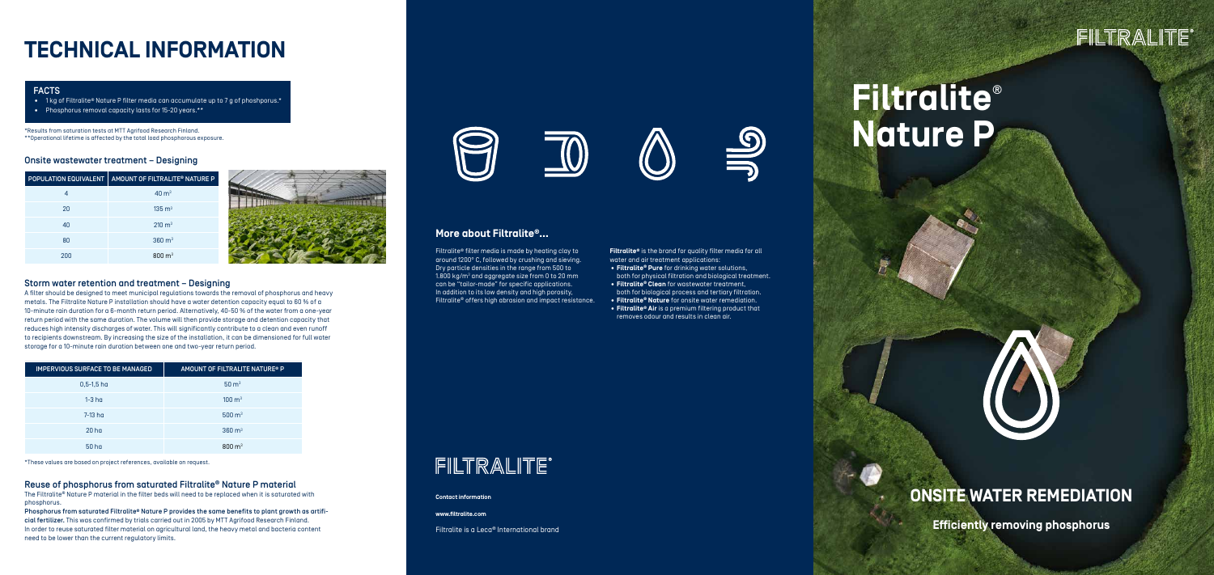# TECHNICAL INFORMATION

**FACTS**

- 1 kg of Filtralite® Nature P filter media can accumulate up to 7 g of phoshporus.*
- Phosphorus removal capacity lasts for 15-20 years.**

*Results from saturation tests at MTT Agrifood Research Finland.
**Operational lifetime is affected by the total load phosphorous exposure.

### Onsite wastewater treatment – Designing

| POPULATION EQUIVALENT | AMOUNT OF FILTRALITE® NATURE P |
| --- | --- |
| 4 | 40 m³ |
| 20 | 135 m³ |
| 40 | 210 m³ |
| 80 | 360 m³ |
| 200 | 800 m³ |

### Storm water retention and treatment – Designing

A filter should be designed to meet municipal regulations towards the removal of phosphorus and heavy metals. The Filtralite Nature P installation should have a water detention capacity equal to 60 % of a 10-minute rain duration for a 6-month return period. Alternatively, 40-50 % of the water from a one-year return period with the same duration. The volume will then provide storage and detention capacity that reduces high intensity discharges of water. This will significantly contribute to a clean and even runoff to recipients downstream. By increasing the size of the installation, it can be dimensioned for full water storage for a 10-minute rain duration between one and two-year return period.

| IMPERVIOUS SURFACE TO BE MANAGED | AMOUNT OF FILTRALITE NATURE® P |
| --- | --- |
| 0,5-1,5 ha | 50 m³ |
| 1-3 ha | 100 m³ |
| 7-13 ha | 500 m³ |
| 20 ha | 360 m³ |
| 50 ha | 800 m³ |

*These values are based on project references, available on request.

### Reuse of phosphorus from saturated Filtralite® Nature P material

The Filtralite® Nature P material in the filter beds will need to be replaced when it is saturated with phosphorus.

**Phosphorus from saturated Filtralite® Nature P provides the same benefits to plant growth as artificial fertilizer.** This was confirmed by trials carried out in 2005 by MTT Agrifood Research Finland. In order to reuse saturated filter material on agricultural land, the heavy metal and bacteria content need to be lower than the current regulatory limits.

## More about Filtralite®...

Filtralite® filter media is made by heating clay to around 1200° C, followed by crushing and sieving. Dry particle densities in the range from 500 to 1.800 kg/m³ and aggregate size from 0 to 20 mm can be "tailor-made" for specific applications. In addition to its low density and high porosity, Filtralite® offers high abrasion and impact resistance.

**Filtralite®** is the brand for quality filter media for all water and air treatment applications:

- **Filtralite® Pure** for drinking water solutions, both for physical filtration and biological treatment.
- **Filtralite® Clean** for wastewater treatment, both for biological process and tertiary filtration.
- **Filtralite® Nature** for onsite water remediation.
- **Filtralite® Air** is a premium filtering product that removes odour and results in clean air.

FILTRALITE®

**Contact information**

**www.filtralite.com**

Filtralite is a Leca® International brand

FILTRALITE®

# Filtralite® Nature P

## ONSITE WATER REMEDIATION

**Efficiently removing phosphorus**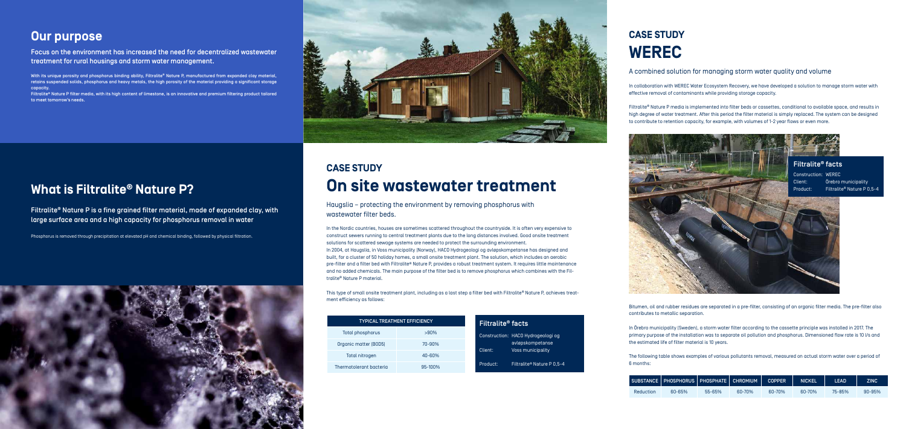## Our purpose

**Focus on the environment has increased the need for decentralized wastewater treatment for rural housings and storm water management.**

**With its unique porosity and phosphorus binding ability, Filtralite® Nature P, manufactured from expanded clay material, retains suspended solids, phosphorus and heavy metals, the high porosity of the material providing a significant storage capacity.**

**Filtralite® Nature P filter media, with its high content of limestone, is an innovative and premium filtering product tailored to meet tomorrow's needs.**

## What is Filtralite® Nature P?

**Filtralite® Nature P is a fine grained filter material, made of expanded clay, with large surface area and a high capacity for phosphorus removal in water**

Phosphorus is removed through precipitation at elevated pH and chemical binding, followed by physical filtration.

## CASE STUDY
# On site wastewater treatment

Haugslia – protecting the environment by removing phosphorus with wastewater filter beds.

In the Nordic countries, houses are sometimes scattered throughout the countryside. It is often very expensive to construct sewers running to central treatment plants due to the long distances involved. Good onsite treatment solutions for scattered sewage systems are needed to protect the surrounding environment.

In 2004, at Haugslia, in Voss municipality (Norway), HACO Hydrogeologi og avløpskompetanse has designed and built, for a cluster of 50 holiday homes, a small onsite treatment plant. The solution, which includes an aerobic pre-filter and a filter bed with Filtralite® Nature P, provides a robust treatment system. It requires little maintenance and no added chemicals. The main purpose of the filter bed is to remove phosphorus which combines with the Filtralite® Nature P material.

This type of small onsite treatment plant, including as a last step a filter bed with Filtralite® Nature P, achieves treatment efficiency as follows:

| TYPICAL TREATMENT EFFICIENCY | |
|---|---|
| Total phosphorus | >90% |
| Organic matter (BOD5) | 70-90% |
| Total nitrogen | 40-60% |
| Thermotolerant bacteria | 95-100% |

**Filtralite® facts**

Construction: HACO Hydrogeologi og avløpskompetanse
Client: Voss municipality
Product: Filtralite® Nature P 0,5-4

## CASE STUDY
# WEREC

A combined solution for managing storm water quality and volume

In collaboration with WEREC Water Ecosystem Recovery, we have developed a solution to manage storm water with effective removal of contaminants while providing storage capacity.

Filtralite® Nature P media is implemented into filter beds or cassettes, conditional to available space, and results in high degree of water treatment. After this period the filter material is simply replaced. The system can be designed to contribute to retention capacity, for example, with volumes of 1-2 year flows or even more.

**Filtralite® facts**

Construction: WEREC
Client: Örebro municipality
Product: Filtralite® Nature P 0,5-4

Bitumen, oil and rubber residues are separated in a pre-filter, consisting of an organic filter media. The pre-filter also contributes to metallic separation.

In Örebro municipality (Sweden), a storm water filter according to the cassette principle was installed in 2017. The primary purpose of the installation was to separate oil pollution and phosphorus. Dimensioned flow rate is 10 l/s and the estimated life of filter material is 10 years.

The following table shows examples of various pollutants removal, measured on actual storm water over a period of 6 months:

| SUBSTANCE | PHOSPHORUS | PHOSPHATE | CHROMIUM | COPPER | NICKEL | LEAD | ZINC |
|---|---|---|---|---|---|---|---|
| Reduction | 60-65% | 55-65% | 60-70% | 60-70% | 60-70% | 75-85% | 90-95% |